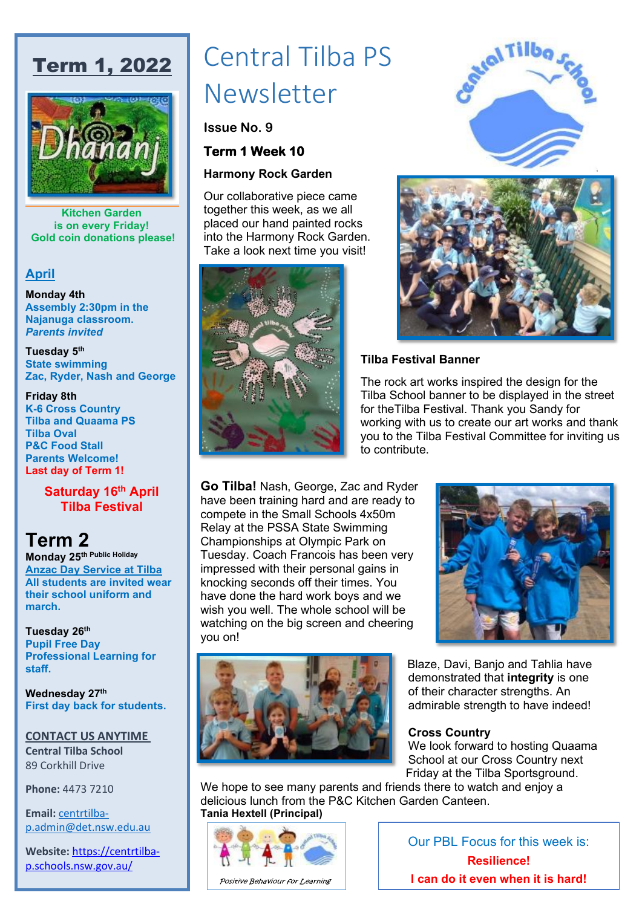# Central Tilba PS Newsletter

**Issue No. 9**

**Term 1 Week 10**

**Harmony Rock Garden**

Our collaborative piece came together this week, as we all placed our hand painted rocks into the Harmony Rock Garden. Take a look next time you visit!

**Tilba Festival Banner**

The rock art works inspired the design for the Tilba School banner to be displayed in the street for theTilba Festival. Thank you Sandy for working with us to create our art works and thank you to the Tilba Festival Committee for inviting us to contribute.

**Go Tilba!** Nash, George, Zac and Ryder have been training hard and are ready to compete in the Small Schools 4x50m Relay at the PSSA State Swimming Championships at Olympic Park on Tuesday. Coach Francois has been very impressed with their personal gains in knocking seconds off their times. You have done the hard work boys and we wish you well. The whole school will be watching on the big screen and cheering you on!

Blaze, Davi, Banjo and Tahlia have demonstrated that **integrity** is one of their character strengths. An admirable strength to have indeed!

**Cross Country**

We look forward to hosting Quaama School at our Cross Country next Friday at the Tilba Sportsground. We hope to see many parents and friends there to watch and enjoy a delicious lunch from the P&C Kitchen Garden Canteen.

**Tania Hextell (Principal)**

*Positive Behaviour for Learning*

Our PBL Focus for this week is:

**Resilience!**

**I can do it even when it is hard!**

---

## Term 1, 2022

Dhananj

**Kitchen Garden is on every Friday! Gold coin donations please!**

### April

**Monday 4th**
**Assembly 2:30pm in the Najanuga classroom.**
***Parents invited***

**Tuesday 5th**
**State swimming**
**Zac, Ryder, Nash and George**

**Friday 8th**
**K-6 Cross Country**
**Tilba and Quaama PS**
**Tilba Oval**
**P&C Food Stall**
**Parents Welcome!**
**Last day of Term 1!**

**Saturday 16th April**
**Tilba Festival**

## Term 2

**Monday 25th Public Holiday**
**Anzac Day Service at Tilba**
**All students are invited wear their school uniform and march.**

**Tuesday 26th**
**Pupil Free Day**
**Professional Learning for staff.**

**Wednesday 27th**
**First day back for students.**

**CONTACT US ANYTIME**

**Central Tilba School**
89 Corkhill Drive

**Phone:** 4473 7210

**Email:** centrtilba-p.admin@det.nsw.edu.au

**Website:** https://centrtilba-p.schools.nsw.gov.au/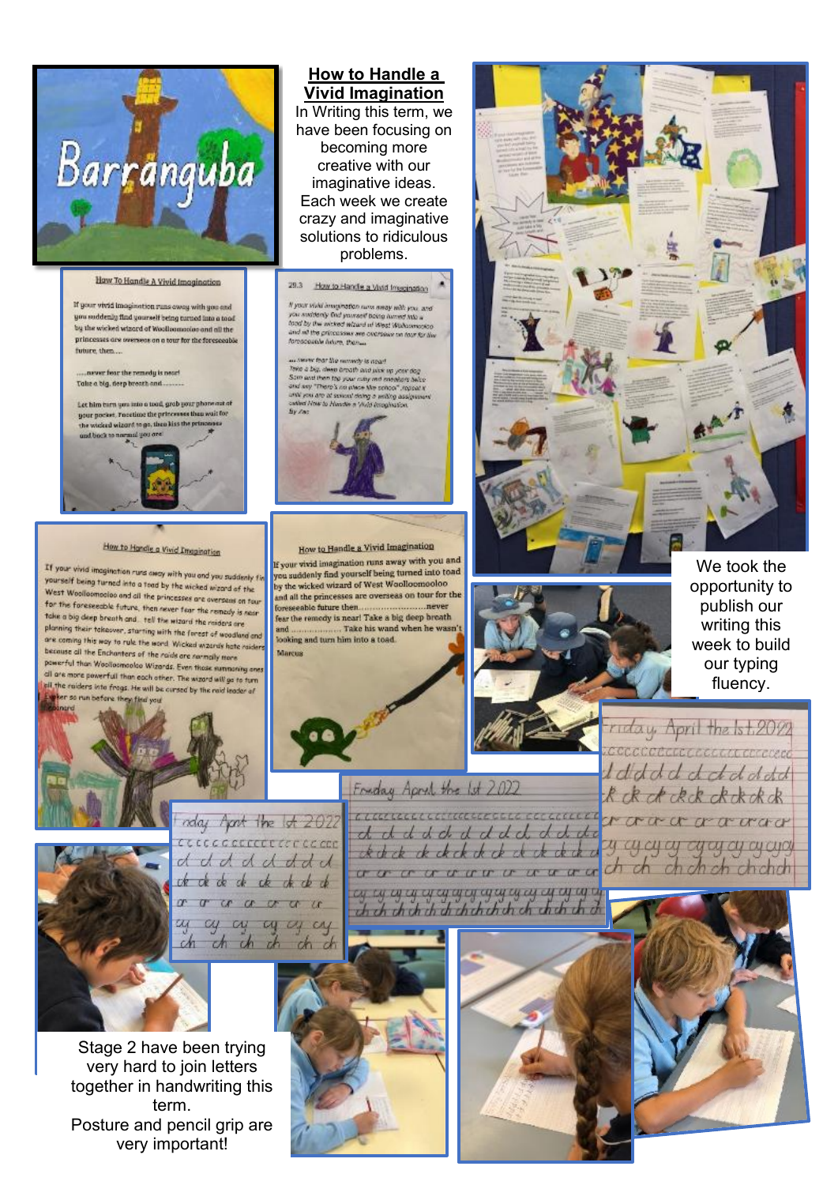## How to Handle a Vivid Imagination

In Writing this term, we have been focusing on becoming more creative with our imaginative ideas. Each week we create crazy and imaginative solutions to ridiculous problems.

We took the opportunity to publish our writing this week to build our typing fluency.

Stage 2 have been trying very hard to join letters together in handwriting this term.
Posture and pencil grip are very important!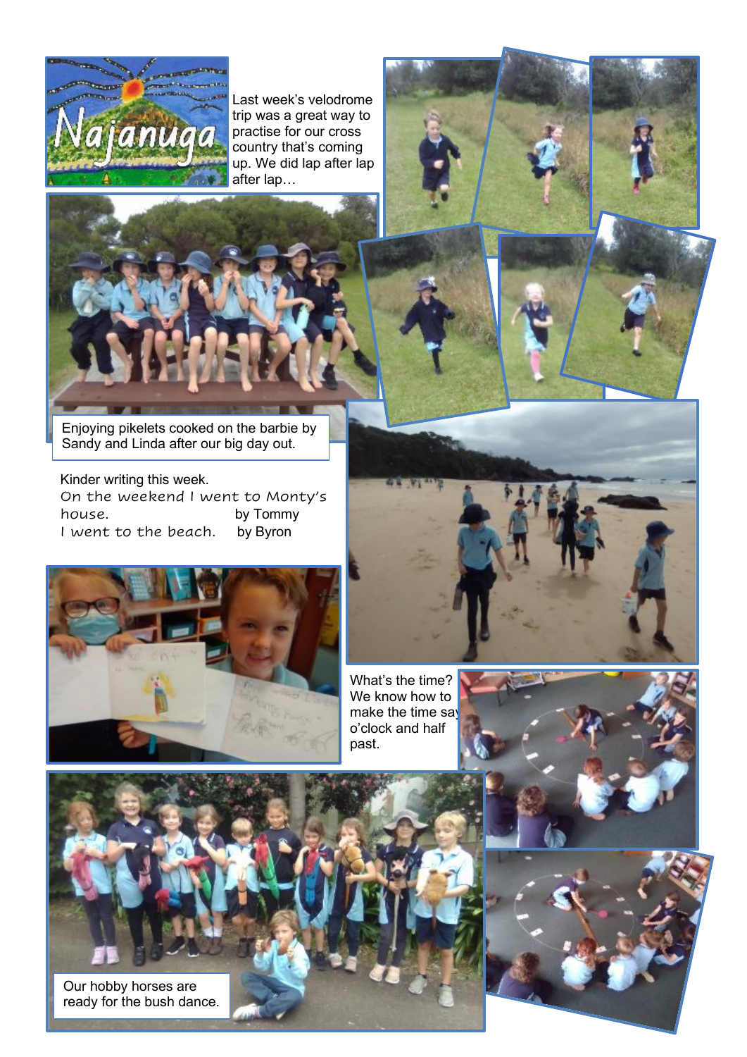# Najanuga

Last week's velodrome trip was a great way to practise for our cross country that's coming up. We did lap after lap after lap…

Enjoying pikelets cooked on the barbie by Sandy and Linda after our big day out.

Kinder writing this week.

*On the weekend I went to Monty's house.* by Tommy

*I went to the beach.* by Byron

What's the time? We know how to make the time say o'clock and half past.

Our hobby horses are ready for the bush dance.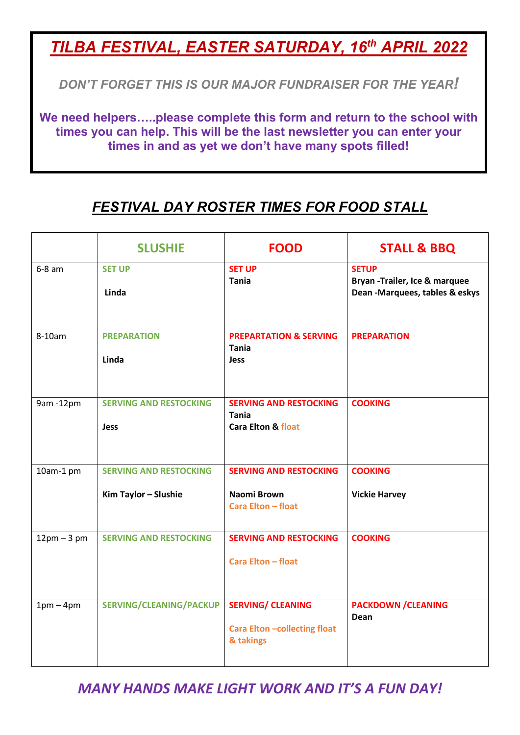# *TILBA FESTIVAL, EASTER SATURDAY, 16th APRIL 2022*

***DON'T FORGET THIS IS OUR MAJOR FUNDRAISER FOR THE YEAR!***

**We need helpers…..please complete this form and return to the school with times you can help. This will be the last newsletter you can enter your times in and as yet we don't have many spots filled!**

## *FESTIVAL DAY ROSTER TIMES FOR FOOD STALL*

| | SLUSHIE | FOOD | STALL & BBQ |
|---|---|---|---|
| 6-8 am | **SET UP**<br><br>**Linda** | **SET UP**<br>**Tania** | **SETUP**<br>**Bryan -Trailer, Ice & marquee**<br>**Dean -Marquees, tables & eskys** |
| 8-10am | **PREPARATION**<br><br>**Linda** | **PREPARTATION & SERVING**<br>**Tania**<br>**Jess** | **PREPARATION** |
| 9am -12pm | **SERVING AND RESTOCKING**<br><br>**Jess** | **SERVING AND RESTOCKING**<br>**Tania**<br>**Cara Elton & float** | **COOKING** |
| 10am-1 pm | **SERVING AND RESTOCKING**<br><br>**Kim Taylor – Slushie** | **SERVING AND RESTOCKING**<br><br>**Naomi Brown**<br>**Cara Elton – float** | **COOKING**<br><br>**Vickie Harvey** |
| 12pm – 3 pm | **SERVING AND RESTOCKING** | **SERVING AND RESTOCKING**<br><br>**Cara Elton – float** | **COOKING** |
| 1pm – 4pm | **SERVING/CLEANING/PACKUP** | **SERVING/ CLEANING**<br><br>**Cara Elton –collecting float & takings** | **PACKDOWN /CLEANING**<br>**Dean** |

***MANY HANDS MAKE LIGHT WORK AND IT'S A FUN DAY!***